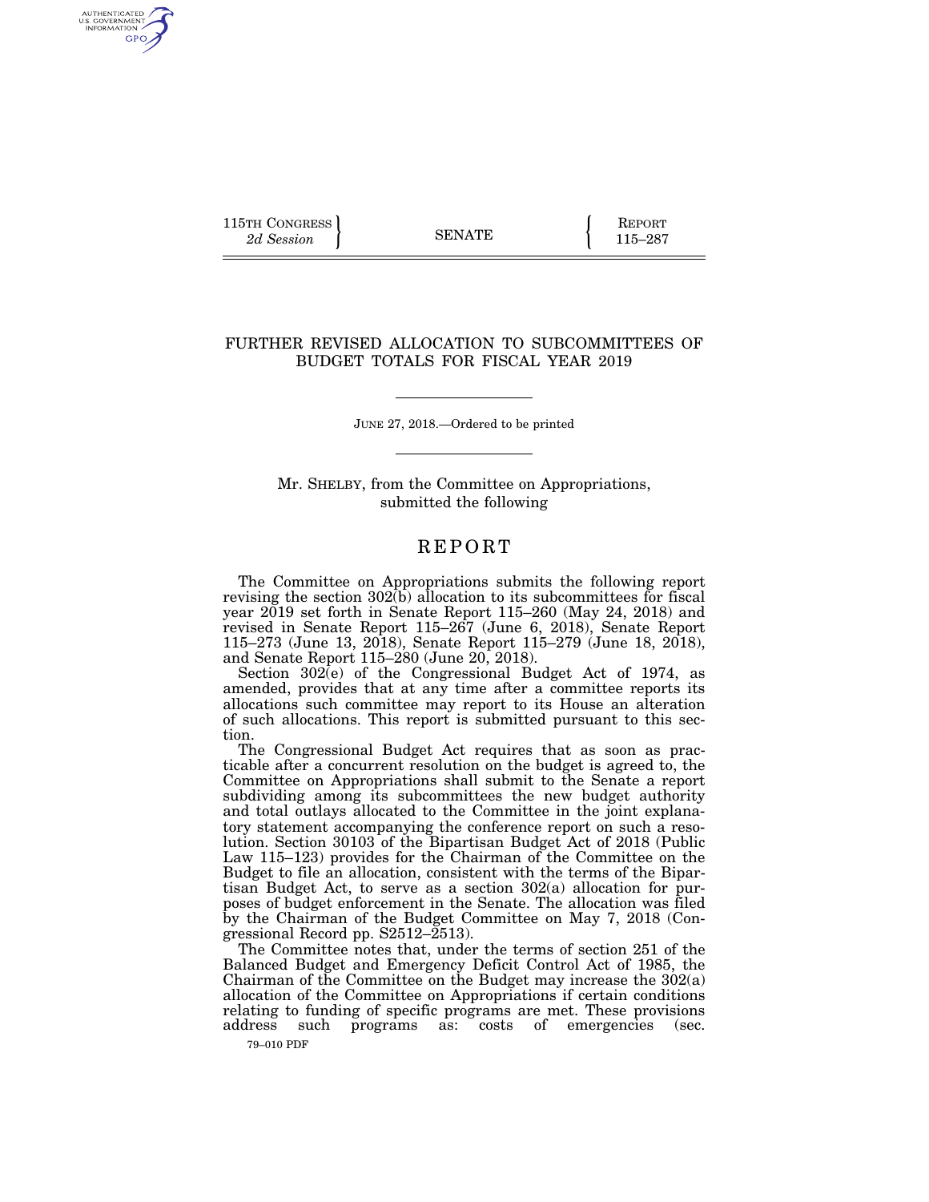115TH CONGRESS 2d Session | SENATE | REPORT 115–287

# FURTHER REVISED ALLOCATION TO SUBCOMMITTEES OF BUDGET TOTALS FOR FISCAL YEAR 2019

JUNE 27, 2018.—Ordered to be printed

Mr. SHELBY, from the Committee on Appropriations, submitted the following

## REPORT

The Committee on Appropriations submits the following report revising the section 302(b) allocation to its subcommittees for fiscal year 2019 set forth in Senate Report 115–260 (May 24, 2018) and revised in Senate Report 115–267 (June 6, 2018), Senate Report 115–273 (June 13, 2018), Senate Report 115–279 (June 18, 2018), and Senate Report 115–280 (June 20, 2018).

Section 302(e) of the Congressional Budget Act of 1974, as amended, provides that at any time after a committee reports its allocations such committee may report to its House an alteration of such allocations. This report is submitted pursuant to this section.

The Congressional Budget Act requires that as soon as practicable after a concurrent resolution on the budget is agreed to, the Committee on Appropriations shall submit to the Senate a report subdividing among its subcommittees the new budget authority and total outlays allocated to the Committee in the joint explanatory statement accompanying the conference report on such a resolution. Section 30103 of the Bipartisan Budget Act of 2018 (Public Law 115–123) provides for the Chairman of the Committee on the Budget to file an allocation, consistent with the terms of the Bipartisan Budget Act, to serve as a section 302(a) allocation for purposes of budget enforcement in the Senate. The allocation was filed by the Chairman of the Budget Committee on May 7, 2018 (Congressional Record pp. S2512–2513).

The Committee notes that, under the terms of section 251 of the Balanced Budget and Emergency Deficit Control Act of 1985, the Chairman of the Committee on the Budget may increase the 302(a) allocation of the Committee on Appropriations if certain conditions relating to funding of specific programs are met. These provisions address such programs as: costs of emergencies (sec.

79–010 PDF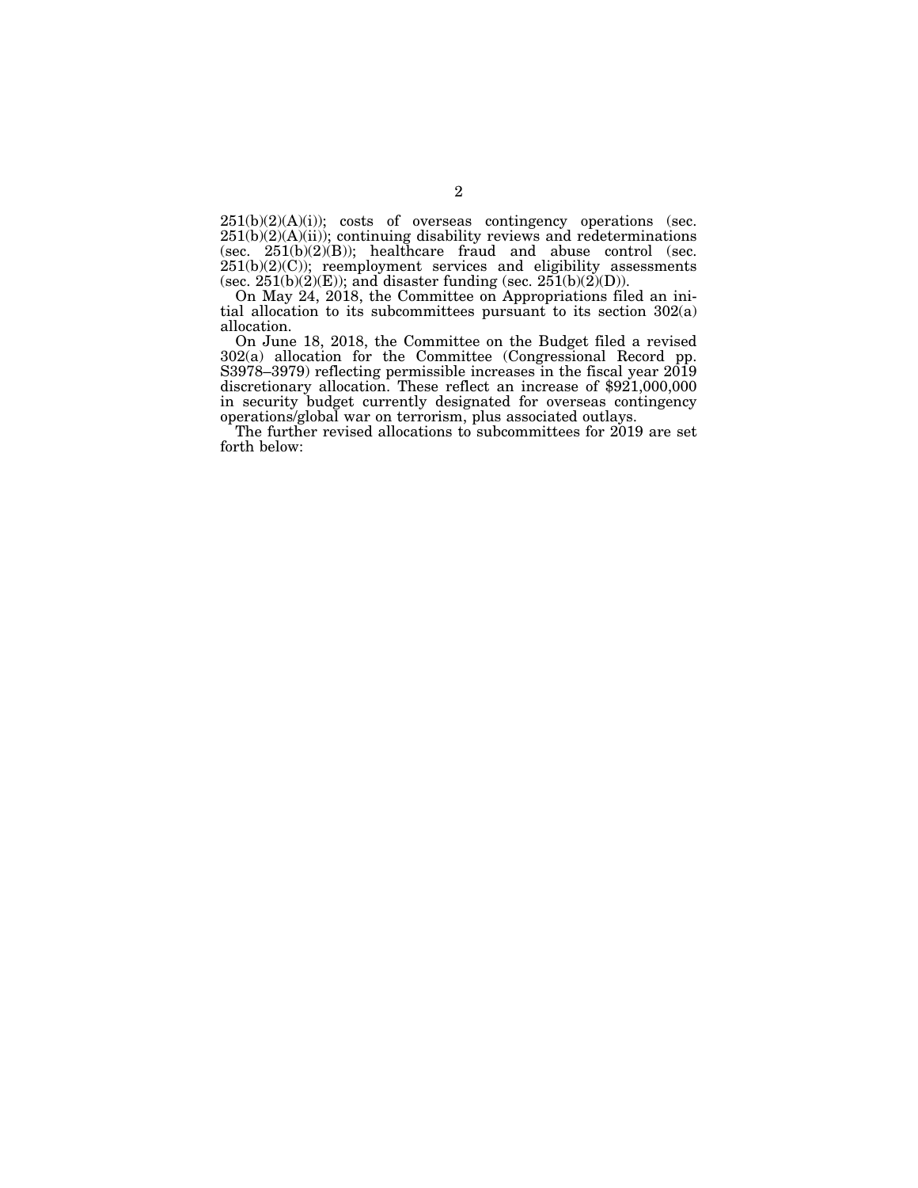251(b)(2)(A)(i)); costs of overseas contingency operations (sec. 251(b)(2)(A)(ii)); continuing disability reviews and redeterminations (sec. 251(b)(2)(B)); healthcare fraud and abuse control (sec. 251(b)(2)(C)); reemployment services and eligibility assessments (sec. 251(b)(2)(E)); and disaster funding (sec. 251(b)(2)(D)).

On May 24, 2018, the Committee on Appropriations filed an initial allocation to its subcommittees pursuant to its section 302(a) allocation.

On June 18, 2018, the Committee on the Budget filed a revised 302(a) allocation for the Committee (Congressional Record pp. S3978–3979) reflecting permissible increases in the fiscal year 2019 discretionary allocation. These reflect an increase of $921,000,000 in security budget currently designated for overseas contingency operations/global war on terrorism, plus associated outlays.

The further revised allocations to subcommittees for 2019 are set forth below: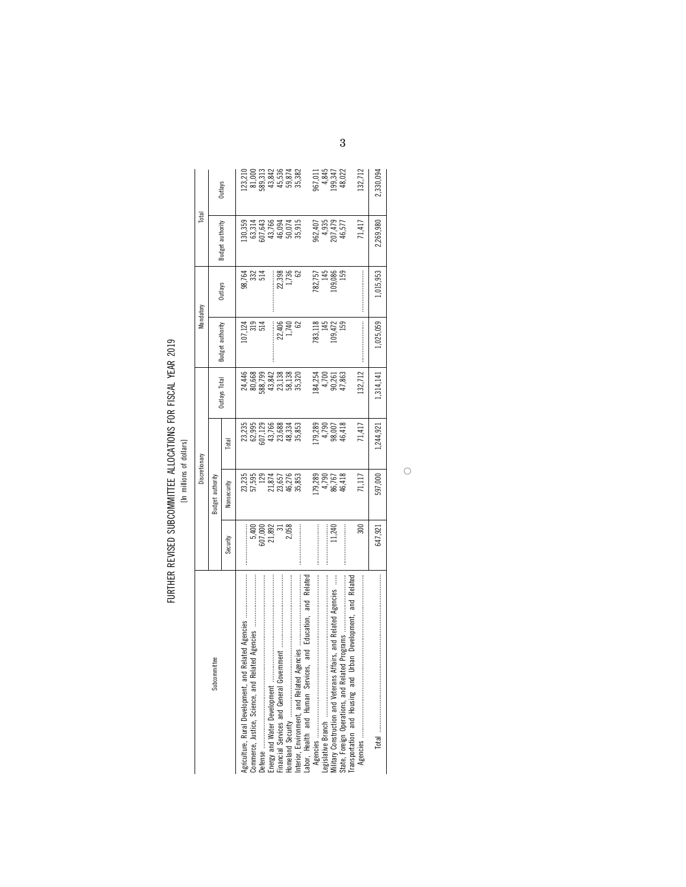# FURTHER REVISED SUBCOMMITTEE ALLOCATIONS FOR FISCAL YEAR 2019

[In millions of dollars]

| Subcommittee | Discretionary | | | | Mandatory | | Total | |
|---|---|---|---|---|---|---|---|---|
| | Budget authority | | | Outlays Total | Budget authority | Outlays | Budget authority | Outlays |
| | Security | Nonsecurity | Total | | | | | |
| Agriculture, Rural Development, and Related Agencies | | 23,235 | 23,235 | 24,446 | 107,124 | 98,764 | 130,359 | 123,210 |
| Commerce, Justice, Science, and Related Agencies | 5,400 | 57,595 | 62,995 | 80,668 | 319 | 332 | 63,314 | 81,000 |
| Defense | 607,000 | 129 | 607,129 | 588,799 | 514 | 514 | 607,643 | 589,313 |
| Energy and Water Development | 21,892 | 21,874 | 43,766 | 43,842 | | | 43,766 | 43,842 |
| Financial Services and General Government | 31 | 23,657 | 23,688 | 23,138 | 22,406 | 22,398 | 46,094 | 45,536 |
| Homeland Security | 2,058 | 46,276 | 48,334 | 58,138 | 1,740 | 1,736 | 50,074 | 59,874 |
| Interior, Environment, and Related Agencies | | 35,853 | 35,853 | 35,320 | 62 | 62 | 35,915 | 35,382 |
| Labor, Health and Human Services, and Education, and Related Agencies | | 179,289 | 179,289 | 184,254 | 783,118 | 782,757 | 962,407 | 967,011 |
| Legislative Branch | | 4,790 | 4,790 | 4,700 | 145 | 145 | 4,935 | 4,845 |
| Military Construction and Veterans Affairs, and Related Agencies | 11,240 | 86,767 | 98,007 | 90,261 | 109,472 | 109,086 | 207,479 | 199,347 |
| State, Foreign Operations, and Related Programs | | 46,418 | 46,418 | 47,863 | 159 | 159 | 46,577 | 48,022 |
| Transportation and Housing and Urban Development, and Related Agencies | 300 | 71,117 | 71,417 | 132,712 | | | 71,417 | 132,712 |
| Total | 647,921 | 597,000 | 1,244,921 | 1,314,141 | 1,025,059 | 1,015,953 | 2,269,980 | 2,330,094 |